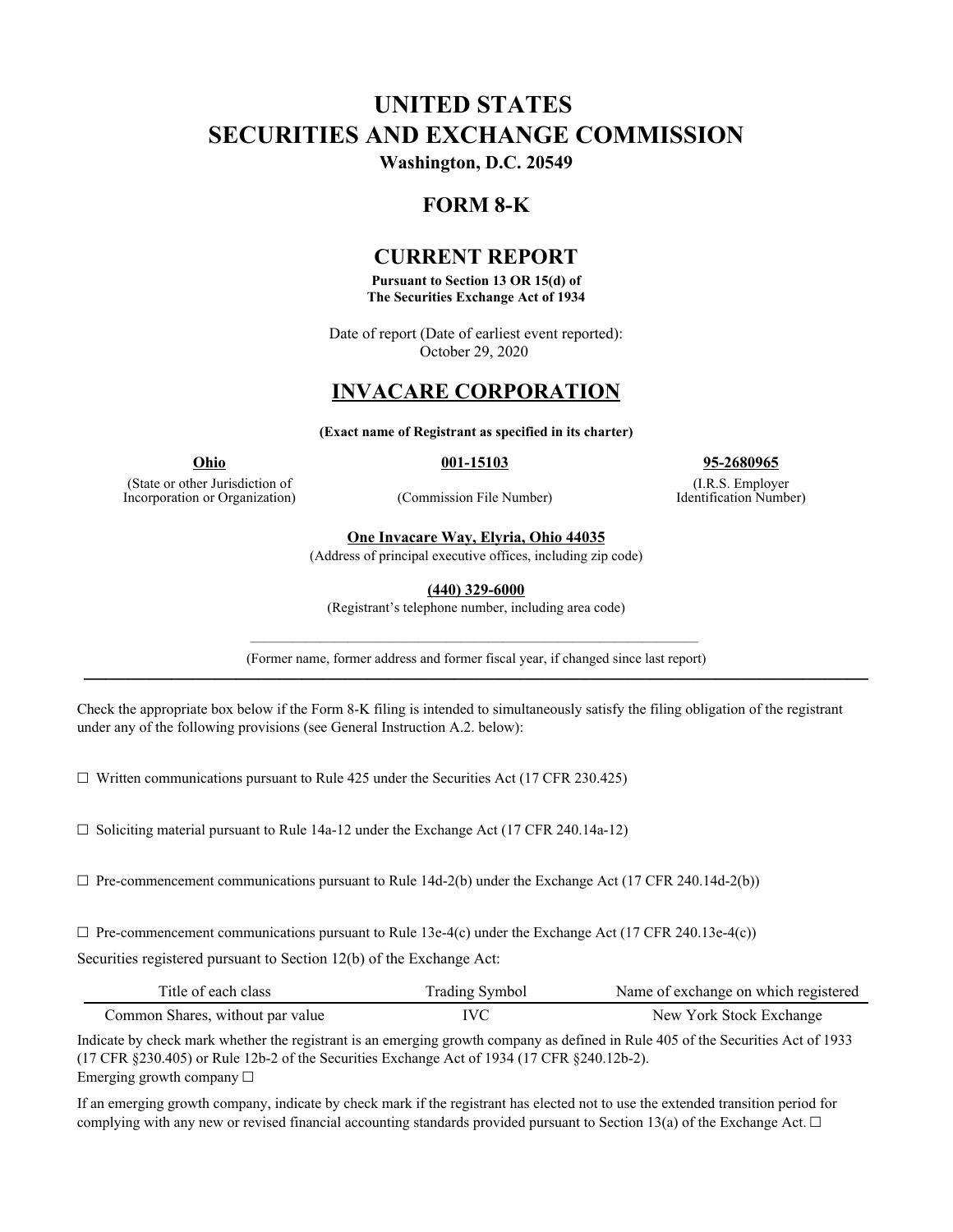# UNITED STATES
# SECURITIES AND EXCHANGE COMMISSION

**Washington, D.C. 20549**

## FORM 8-K

## CURRENT REPORT

**Pursuant to Section 13 OR 15(d) of**
**The Securities Exchange Act of 1934**

Date of report (Date of earliest event reported):
October 29, 2020

## INVACARE CORPORATION

**(Exact name of Registrant as specified in its charter)**

| **Ohio** | **001-15103** | **95-2680965** |
|---|---|---|
| (State or other Jurisdiction of Incorporation or Organization) | (Commission File Number) | (I.R.S. Employer Identification Number) |

**One Invacare Way, Elyria, Ohio 44035**
(Address of principal executive offices, including zip code)

**(440) 329-6000**
(Registrant's telephone number, including area code)

(Former name, former address and former fiscal year, if changed since last report)

---

Check the appropriate box below if the Form 8-K filing is intended to simultaneously satisfy the filing obligation of the registrant under any of the following provisions (see General Instruction A.2. below):

☐ Written communications pursuant to Rule 425 under the Securities Act (17 CFR 230.425)

☐ Soliciting material pursuant to Rule 14a-12 under the Exchange Act (17 CFR 240.14a-12)

☐ Pre-commencement communications pursuant to Rule 14d-2(b) under the Exchange Act (17 CFR 240.14d-2(b))

☐ Pre-commencement communications pursuant to Rule 13e-4(c) under the Exchange Act (17 CFR 240.13e-4(c))

Securities registered pursuant to Section 12(b) of the Exchange Act:

| Title of each class | Trading Symbol | Name of exchange on which registered |
|---|---|---|
| Common Shares, without par value | IVC | New York Stock Exchange |

Indicate by check mark whether the registrant is an emerging growth company as defined in Rule 405 of the Securities Act of 1933 (17 CFR §230.405) or Rule 12b-2 of the Securities Exchange Act of 1934 (17 CFR §240.12b-2).
Emerging growth company ☐

If an emerging growth company, indicate by check mark if the registrant has elected not to use the extended transition period for complying with any new or revised financial accounting standards provided pursuant to Section 13(a) of the Exchange Act. ☐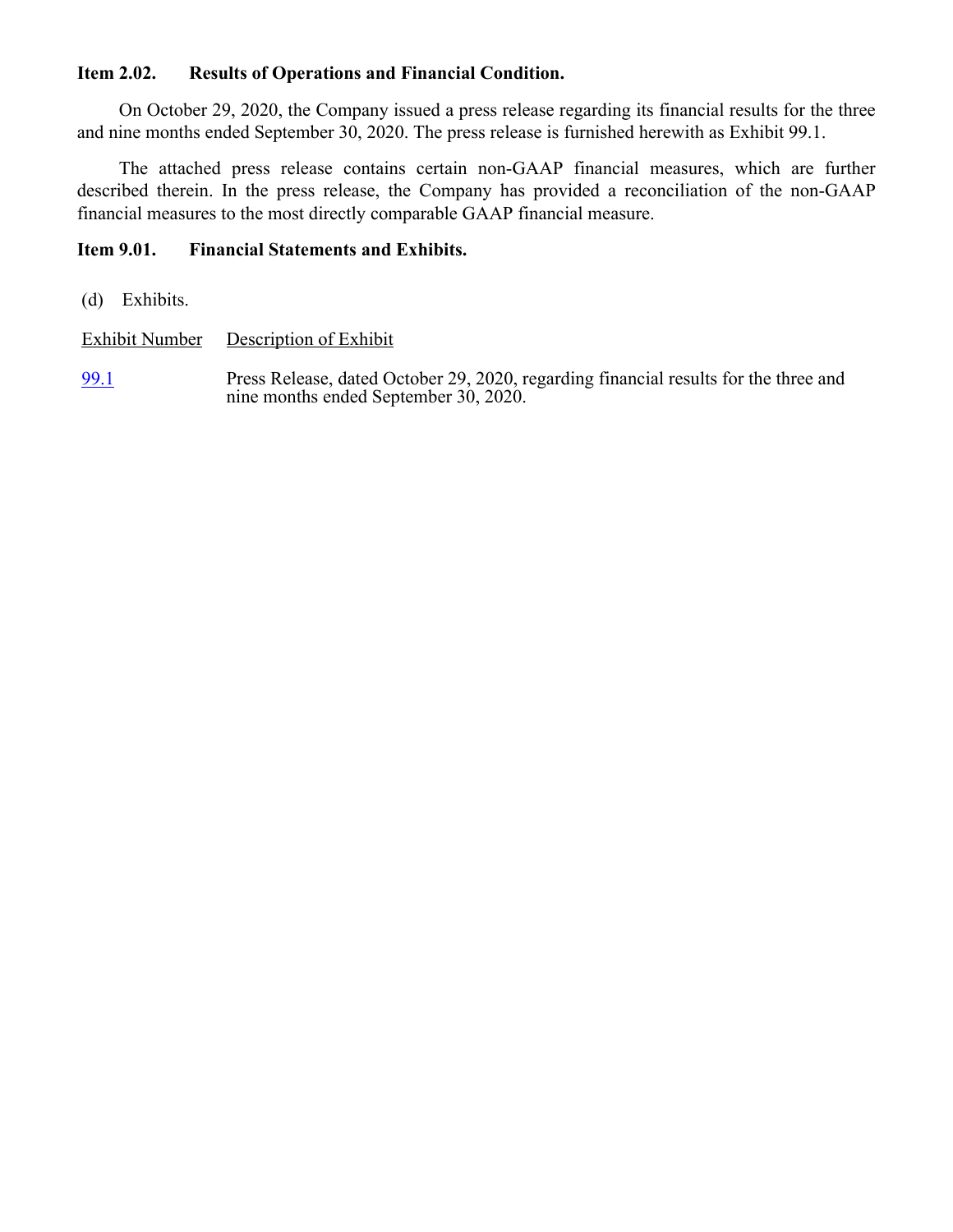**Item 2.02. Results of Operations and Financial Condition.**

On October 29, 2020, the Company issued a press release regarding its financial results for the three and nine months ended September 30, 2020. The press release is furnished herewith as Exhibit 99.1.

The attached press release contains certain non-GAAP financial measures, which are further described therein. In the press release, the Company has provided a reconciliation of the non-GAAP financial measures to the most directly comparable GAAP financial measure.

**Item 9.01. Financial Statements and Exhibits.**

(d) Exhibits.

| Exhibit Number | Description of Exhibit |
| --- | --- |
| 99.1 | Press Release, dated October 29, 2020, regarding financial results for the three and nine months ended September 30, 2020. |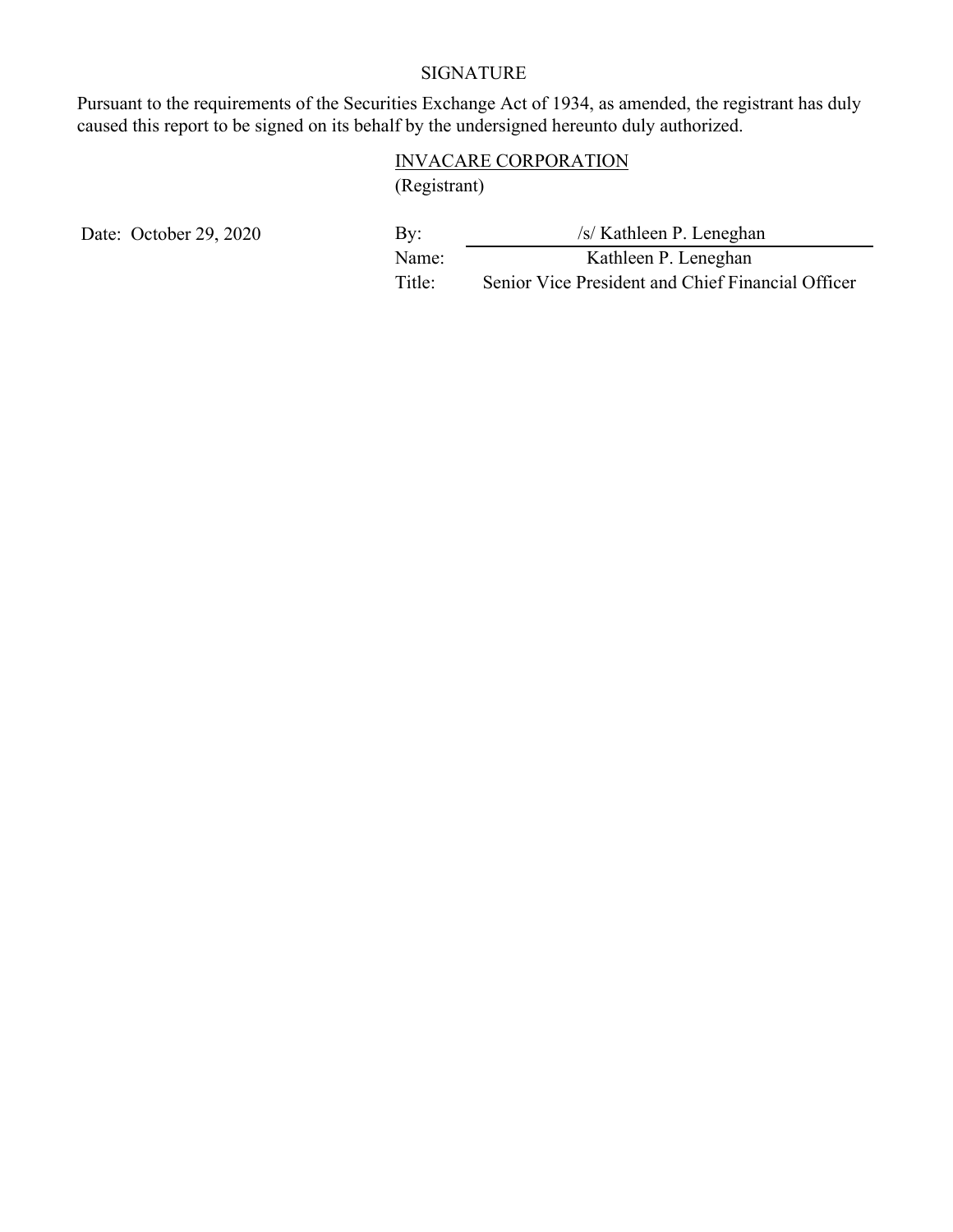SIGNATURE

Pursuant to the requirements of the Securities Exchange Act of 1934, as amended, the registrant has duly caused this report to be signed on its behalf by the undersigned hereunto duly authorized.

INVACARE CORPORATION
(Registrant)

| Date: October 29, 2020 | By: | /s/ Kathleen P. Leneghan |
|---|---|---|
| | Name: | Kathleen P. Leneghan |
| | Title: | Senior Vice President and Chief Financial Officer |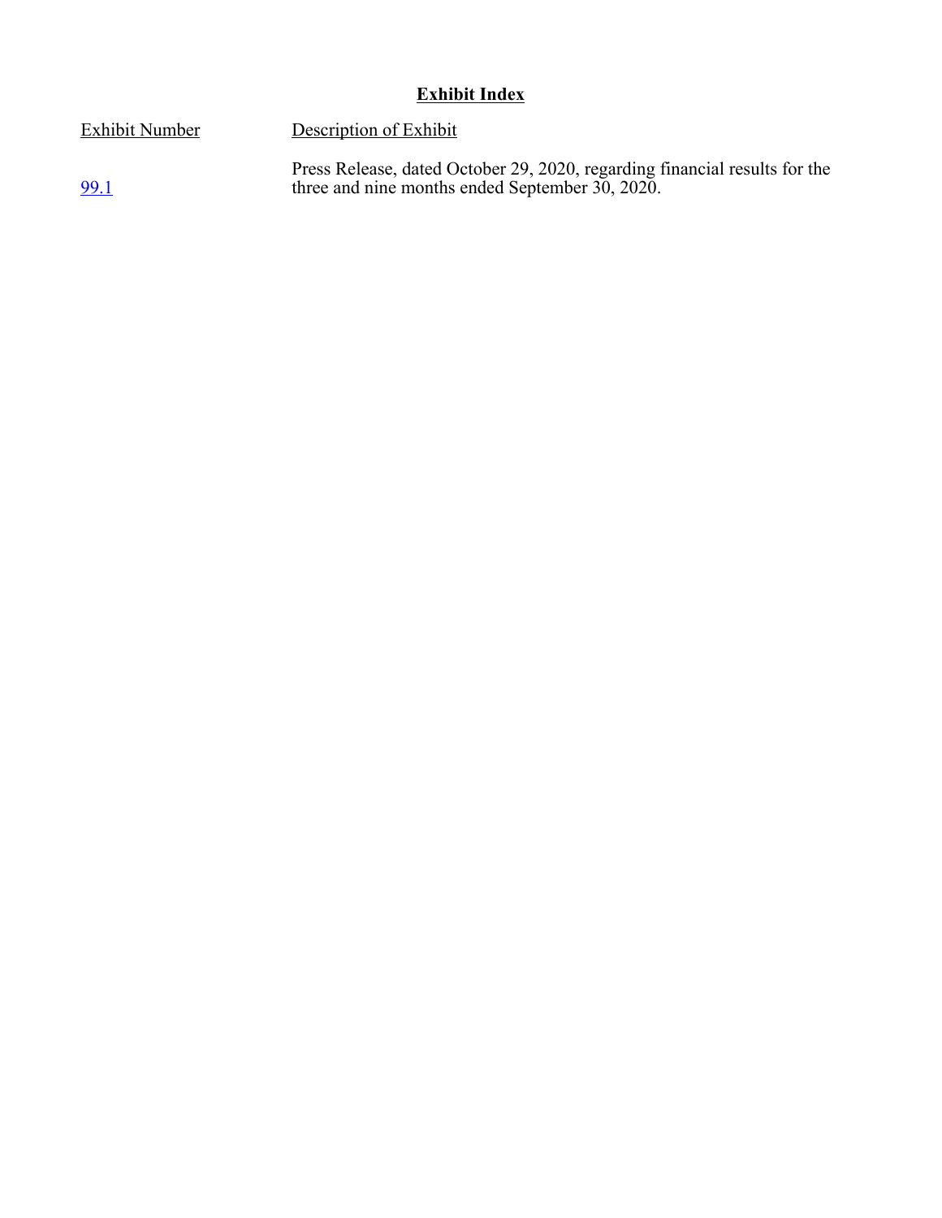## Exhibit Index

| Exhibit Number | Description of Exhibit |
| --- | --- |
| 99.1 | Press Release, dated October 29, 2020, regarding financial results for the three and nine months ended September 30, 2020. |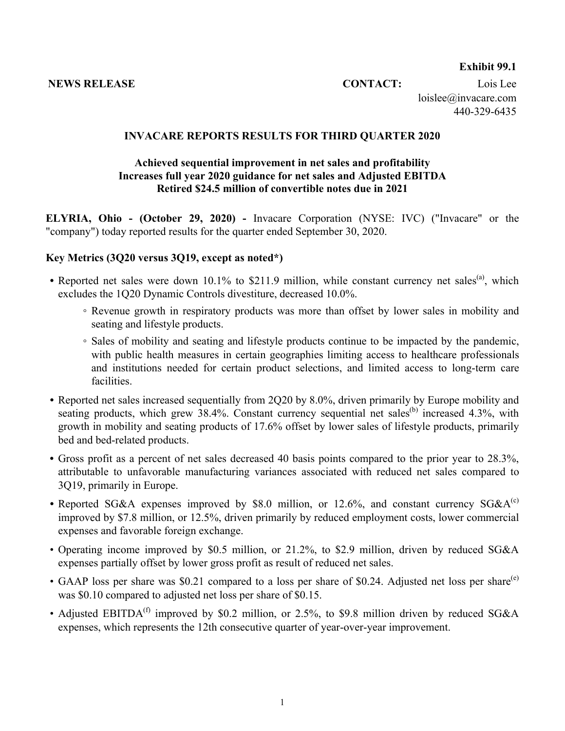**Exhibit 99.1**

**NEWS RELEASE** **CONTACT:** Lois Lee
loislee@invacare.com
440-329-6435

**INVACARE REPORTS RESULTS FOR THIRD QUARTER 2020**

**Achieved sequential improvement in net sales and profitability**
**Increases full year 2020 guidance for net sales and Adjusted EBITDA**
**Retired $24.5 million of convertible notes due in 2021**

**ELYRIA, Ohio - (October 29, 2020) -** Invacare Corporation (NYSE: IVC) ("Invacare" or the "company") today reported results for the quarter ended September 30, 2020.

**Key Metrics (3Q20 versus 3Q19, except as noted*)**

- Reported net sales were down 10.1% to $211.9 million, while constant currency net sales[(a)], which excludes the 1Q20 Dynamic Controls divestiture, decreased 10.0%.
  - Revenue growth in respiratory products was more than offset by lower sales in mobility and seating and lifestyle products.
  - Sales of mobility and seating and lifestyle products continue to be impacted by the pandemic, with public health measures in certain geographies limiting access to healthcare professionals and institutions needed for certain product selections, and limited access to long-term care facilities.
- Reported net sales increased sequentially from 2Q20 by 8.0%, driven primarily by Europe mobility and seating products, which grew 38.4%. Constant currency sequential net sales[(b)] increased 4.3%, with growth in mobility and seating products of 17.6% offset by lower sales of lifestyle products, primarily bed and bed-related products.
- Gross profit as a percent of net sales decreased 40 basis points compared to the prior year to 28.3%, attributable to unfavorable manufacturing variances associated with reduced net sales compared to 3Q19, primarily in Europe.
- Reported SG&A expenses improved by $8.0 million, or 12.6%, and constant currency SG&A[(c)] improved by $7.8 million, or 12.5%, driven primarily by reduced employment costs, lower commercial expenses and favorable foreign exchange.
- Operating income improved by $0.5 million, or 21.2%, to $2.9 million, driven by reduced SG&A expenses partially offset by lower gross profit as result of reduced net sales.
- GAAP loss per share was $0.21 compared to a loss per share of $0.24. Adjusted net loss per share[(e)] was $0.10 compared to adjusted net loss per share of $0.15.
- Adjusted EBITDA[(f)] improved by $0.2 million, or 2.5%, to $9.8 million driven by reduced SG&A expenses, which represents the 12th consecutive quarter of year-over-year improvement.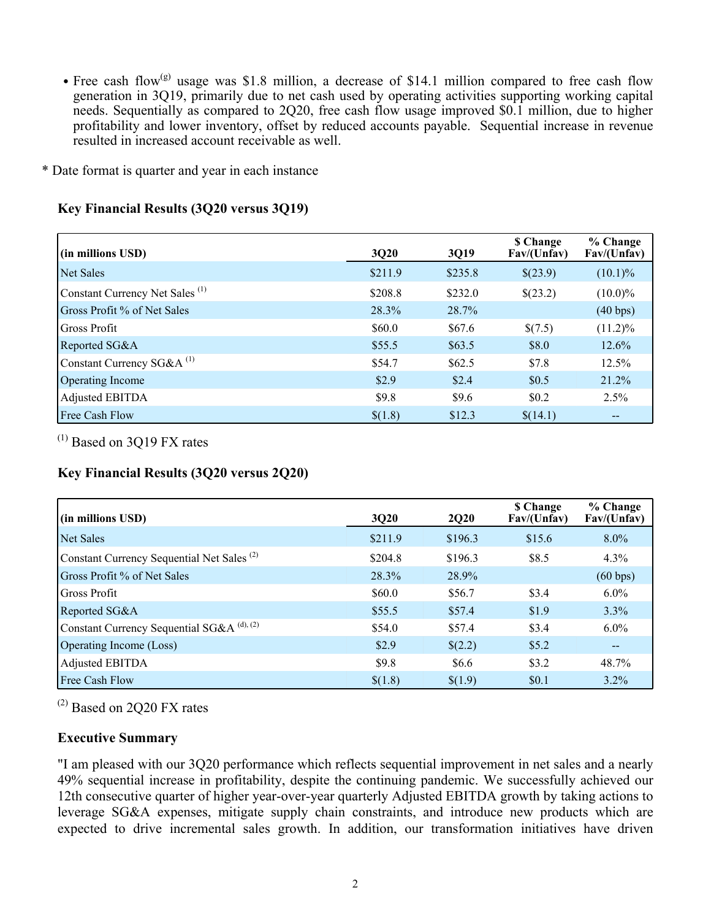- Free cash flow[g] usage was $1.8 million, a decrease of $14.1 million compared to free cash flow generation in 3Q19, primarily due to net cash used by operating activities supporting working capital needs. Sequentially as compared to 2Q20, free cash flow usage improved $0.1 million, due to higher profitability and lower inventory, offset by reduced accounts payable. Sequential increase in revenue resulted in increased account receivable as well.

* Date format is quarter and year in each instance

**Key Financial Results (3Q20 versus 3Q19)**

| (in millions USD) | 3Q20 | 3Q19 | $ Change Fav/(Unfav) | % Change Fav/(Unfav) |
|---|---|---|---|---|
| Net Sales | $211.9 | $235.8 | $(23.9) | (10.1)% |
| Constant Currency Net Sales [(1)] | $208.8 | $232.0 | $(23.2) | (10.0)% |
| Gross Profit % of Net Sales | 28.3% | 28.7% | | (40 bps) |
| Gross Profit | $60.0 | $67.6 | $(7.5) | (11.2)% |
| Reported SG&A | $55.5 | $63.5 | $8.0 | 12.6% |
| Constant Currency SG&A [(1)] | $54.7 | $62.5 | $7.8 | 12.5% |
| Operating Income | $2.9 | $2.4 | $0.5 | 21.2% |
| Adjusted EBITDA | $9.8 | $9.6 | $0.2 | 2.5% |
| Free Cash Flow | $(1.8) | $12.3 | $(14.1) | -- |

[(1)] Based on 3Q19 FX rates

**Key Financial Results (3Q20 versus 2Q20)**

| (in millions USD) | 3Q20 | 2Q20 | $ Change Fav/(Unfav) | % Change Fav/(Unfav) |
|---|---|---|---|---|
| Net Sales | $211.9 | $196.3 | $15.6 | 8.0% |
| Constant Currency Sequential Net Sales [(2)] | $204.8 | $196.3 | $8.5 | 4.3% |
| Gross Profit % of Net Sales | 28.3% | 28.9% | | (60 bps) |
| Gross Profit | $60.0 | $56.7 | $3.4 | 6.0% |
| Reported SG&A | $55.5 | $57.4 | $1.9 | 3.3% |
| Constant Currency Sequential SG&A [(d), (2)] | $54.0 | $57.4 | $3.4 | 6.0% |
| Operating Income (Loss) | $2.9 | $(2.2) | $5.2 | -- |
| Adjusted EBITDA | $9.8 | $6.6 | $3.2 | 48.7% |
| Free Cash Flow | $(1.8) | $(1.9) | $0.1 | 3.2% |

[(2)] Based on 2Q20 FX rates

**Executive Summary**

"I am pleased with our 3Q20 performance which reflects sequential improvement in net sales and a nearly 49% sequential increase in profitability, despite the continuing pandemic. We successfully achieved our 12th consecutive quarter of higher year-over-year quarterly Adjusted EBITDA growth by taking actions to leverage SG&A expenses, mitigate supply chain constraints, and introduce new products which are expected to drive incremental sales growth. In addition, our transformation initiatives have driven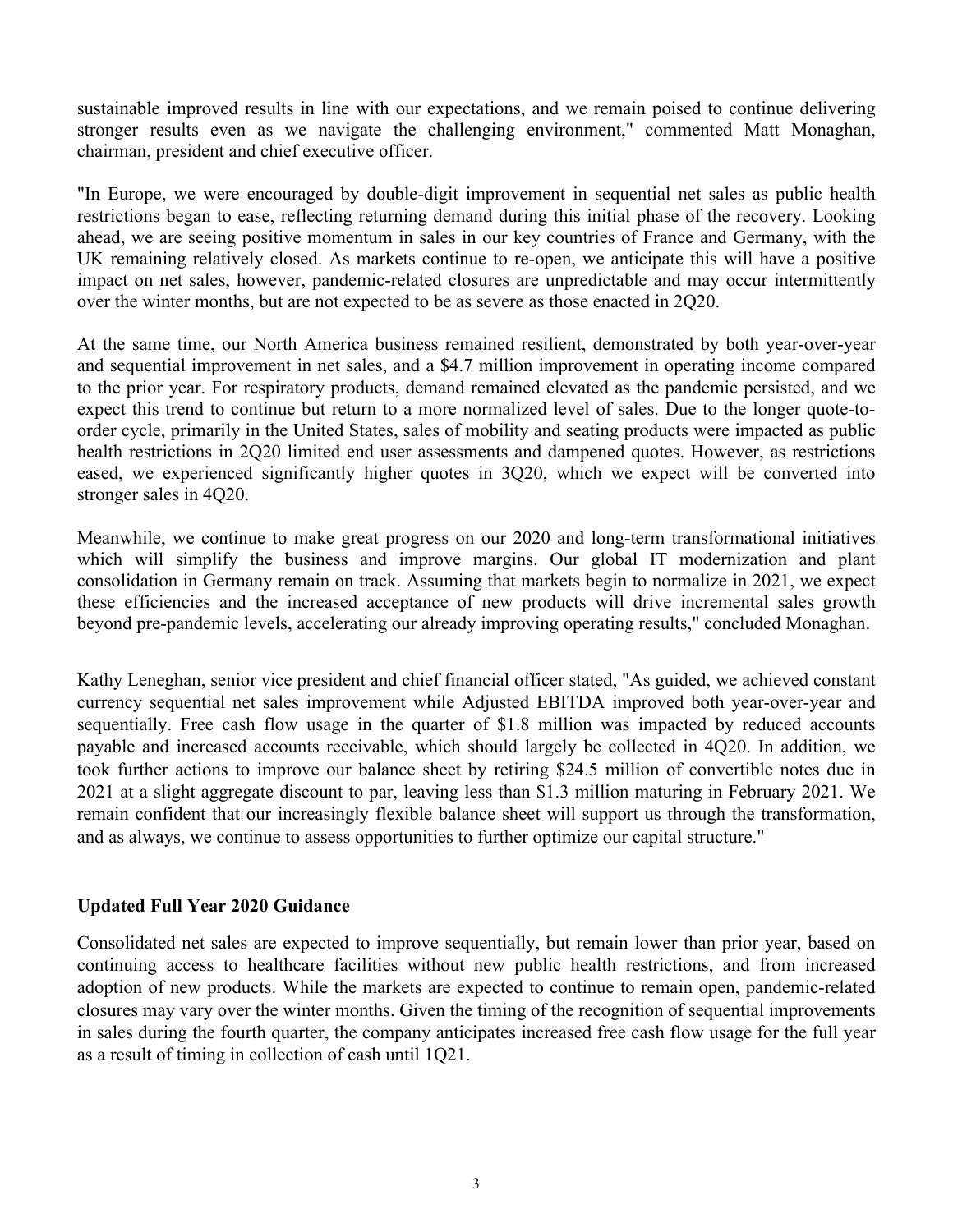sustainable improved results in line with our expectations, and we remain poised to continue delivering stronger results even as we navigate the challenging environment," commented Matt Monaghan, chairman, president and chief executive officer.

"In Europe, we were encouraged by double-digit improvement in sequential net sales as public health restrictions began to ease, reflecting returning demand during this initial phase of the recovery. Looking ahead, we are seeing positive momentum in sales in our key countries of France and Germany, with the UK remaining relatively closed. As markets continue to re-open, we anticipate this will have a positive impact on net sales, however, pandemic-related closures are unpredictable and may occur intermittently over the winter months, but are not expected to be as severe as those enacted in 2Q20.

At the same time, our North America business remained resilient, demonstrated by both year-over-year and sequential improvement in net sales, and a $4.7 million improvement in operating income compared to the prior year. For respiratory products, demand remained elevated as the pandemic persisted, and we expect this trend to continue but return to a more normalized level of sales. Due to the longer quote-to-order cycle, primarily in the United States, sales of mobility and seating products were impacted as public health restrictions in 2Q20 limited end user assessments and dampened quotes. However, as restrictions eased, we experienced significantly higher quotes in 3Q20, which we expect will be converted into stronger sales in 4Q20.

Meanwhile, we continue to make great progress on our 2020 and long-term transformational initiatives which will simplify the business and improve margins. Our global IT modernization and plant consolidation in Germany remain on track. Assuming that markets begin to normalize in 2021, we expect these efficiencies and the increased acceptance of new products will drive incremental sales growth beyond pre-pandemic levels, accelerating our already improving operating results," concluded Monaghan.

Kathy Leneghan, senior vice president and chief financial officer stated, "As guided, we achieved constant currency sequential net sales improvement while Adjusted EBITDA improved both year-over-year and sequentially. Free cash flow usage in the quarter of $1.8 million was impacted by reduced accounts payable and increased accounts receivable, which should largely be collected in 4Q20. In addition, we took further actions to improve our balance sheet by retiring $24.5 million of convertible notes due in 2021 at a slight aggregate discount to par, leaving less than $1.3 million maturing in February 2021. We remain confident that our increasingly flexible balance sheet will support us through the transformation, and as always, we continue to assess opportunities to further optimize our capital structure."

**Updated Full Year 2020 Guidance**

Consolidated net sales are expected to improve sequentially, but remain lower than prior year, based on continuing access to healthcare facilities without new public health restrictions, and from increased adoption of new products. While the markets are expected to continue to remain open, pandemic-related closures may vary over the winter months. Given the timing of the recognition of sequential improvements in sales during the fourth quarter, the company anticipates increased free cash flow usage for the full year as a result of timing in collection of cash until 1Q21.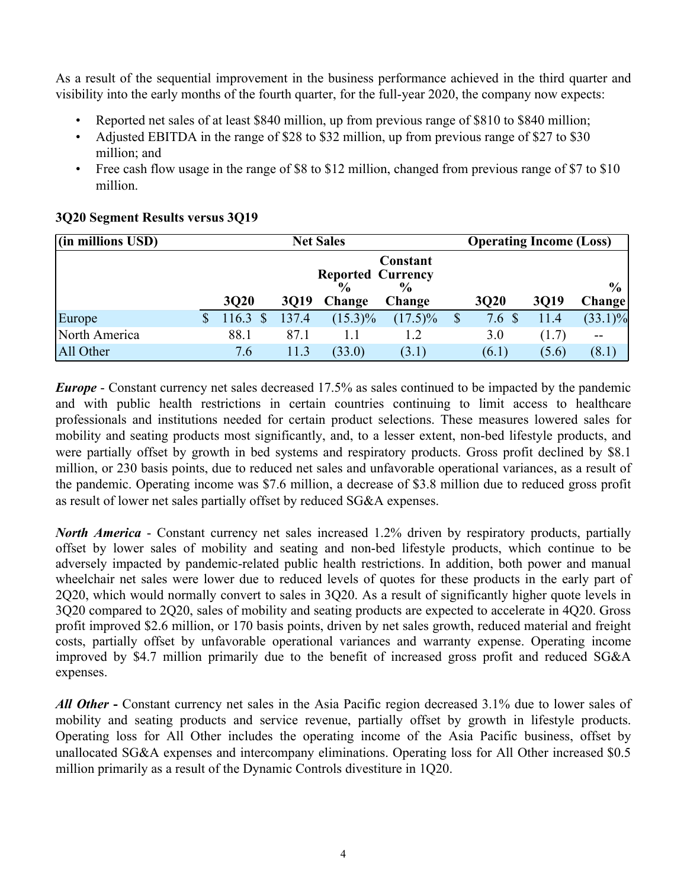As a result of the sequential improvement in the business performance achieved in the third quarter and visibility into the early months of the fourth quarter, for the full-year 2020, the company now expects:

- Reported net sales of at least $840 million, up from previous range of $810 to $840 million;
- Adjusted EBITDA in the range of $28 to $32 million, up from previous range of $27 to $30 million; and
- Free cash flow usage in the range of $8 to $12 million, changed from previous range of $7 to $10 million.

**3Q20 Segment Results versus 3Q19**

| (in millions USD) | Net Sales | | | | Operating Income (Loss) | | |
|---|---|---|---|---|---|---|---|
| | 3Q20 | 3Q19 | Reported % Change | Constant Currency % Change | 3Q20 | 3Q19 | % Change |
| Europe | $ 116.3 | $ 137.4 | (15.3)% | (17.5)% | $ 7.6 | $ 11.4 | (33.1)% |
| North America | 88.1 | 87.1 | 1.1 | 1.2 | 3.0 | (1.7) | -- |
| All Other | 7.6 | 11.3 | (33.0) | (3.1) | (6.1) | (5.6) | (8.1) |

***Europe*** - Constant currency net sales decreased 17.5% as sales continued to be impacted by the pandemic and with public health restrictions in certain countries continuing to limit access to healthcare professionals and institutions needed for certain product selections. These measures lowered sales for mobility and seating products most significantly, and, to a lesser extent, non-bed lifestyle products, and were partially offset by growth in bed systems and respiratory products. Gross profit declined by $8.1 million, or 230 basis points, due to reduced net sales and unfavorable operational variances, as a result of the pandemic. Operating income was $7.6 million, a decrease of $3.8 million due to reduced gross profit as result of lower net sales partially offset by reduced SG&A expenses.

***North America*** - Constant currency net sales increased 1.2% driven by respiratory products, partially offset by lower sales of mobility and seating and non-bed lifestyle products, which continue to be adversely impacted by pandemic-related public health restrictions. In addition, both power and manual wheelchair net sales were lower due to reduced levels of quotes for these products in the early part of 2Q20, which would normally convert to sales in 3Q20. As a result of significantly higher quote levels in 3Q20 compared to 2Q20, sales of mobility and seating products are expected to accelerate in 4Q20. Gross profit improved $2.6 million, or 170 basis points, driven by net sales growth, reduced material and freight costs, partially offset by unfavorable operational variances and warranty expense. Operating income improved by $4.7 million primarily due to the benefit of increased gross profit and reduced SG&A expenses.

***All Other*** **-** Constant currency net sales in the Asia Pacific region decreased 3.1% due to lower sales of mobility and seating products and service revenue, partially offset by growth in lifestyle products. Operating loss for All Other includes the operating income of the Asia Pacific business, offset by unallocated SG&A expenses and intercompany eliminations. Operating loss for All Other increased $0.5 million primarily as a result of the Dynamic Controls divestiture in 1Q20.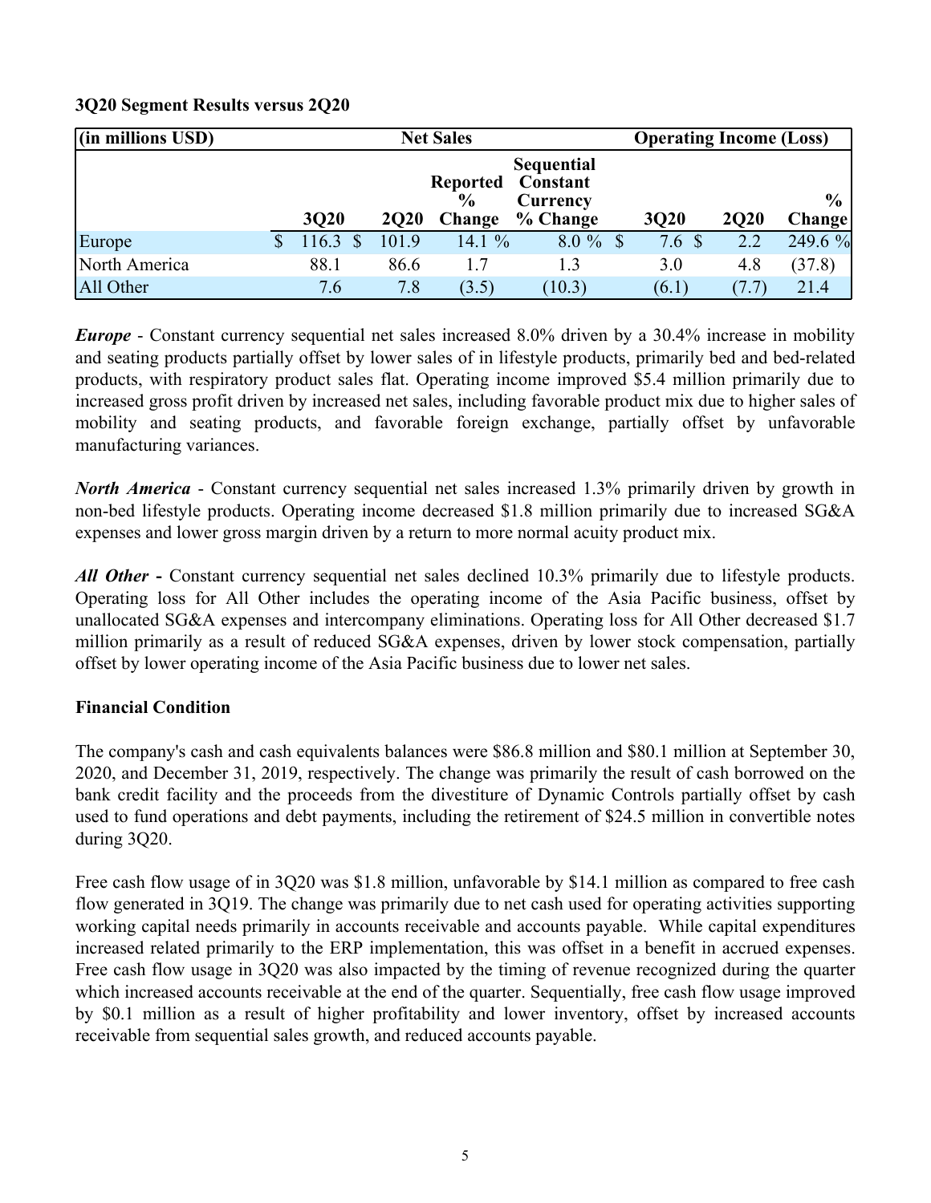**3Q20 Segment Results versus 2Q20**

| (in millions USD) | Net Sales | | | | Operating Income (Loss) | | |
|---|---|---|---|---|---|---|---|
| | 3Q20 | 2Q20 | Reported % Change | Sequential Constant Currency % Change | 3Q20 | 2Q20 | % Change |
| Europe | $ 116.3 | $ 101.9 | 14.1 % | 8.0 % | $ 7.6 | $ 2.2 | 249.6 % |
| North America | 88.1 | 86.6 | 1.7 | 1.3 | 3.0 | 4.8 | (37.8) |
| All Other | 7.6 | 7.8 | (3.5) | (10.3) | (6.1) | (7.7) | 21.4 |

***Europe*** - Constant currency sequential net sales increased 8.0% driven by a 30.4% increase in mobility and seating products partially offset by lower sales of in lifestyle products, primarily bed and bed-related products, with respiratory product sales flat. Operating income improved $5.4 million primarily due to increased gross profit driven by increased net sales, including favorable product mix due to higher sales of mobility and seating products, and favorable foreign exchange, partially offset by unfavorable manufacturing variances.

***North America*** - Constant currency sequential net sales increased 1.3% primarily driven by growth in non-bed lifestyle products. Operating income decreased $1.8 million primarily due to increased SG&A expenses and lower gross margin driven by a return to more normal acuity product mix.

***All Other* -** Constant currency sequential net sales declined 10.3% primarily due to lifestyle products. Operating loss for All Other includes the operating income of the Asia Pacific business, offset by unallocated SG&A expenses and intercompany eliminations. Operating loss for All Other decreased $1.7 million primarily as a result of reduced SG&A expenses, driven by lower stock compensation, partially offset by lower operating income of the Asia Pacific business due to lower net sales.

**Financial Condition**

The company's cash and cash equivalents balances were $86.8 million and $80.1 million at September 30, 2020, and December 31, 2019, respectively. The change was primarily the result of cash borrowed on the bank credit facility and the proceeds from the divestiture of Dynamic Controls partially offset by cash used to fund operations and debt payments, including the retirement of $24.5 million in convertible notes during 3Q20.

Free cash flow usage of in 3Q20 was $1.8 million, unfavorable by $14.1 million as compared to free cash flow generated in 3Q19. The change was primarily due to net cash used for operating activities supporting working capital needs primarily in accounts receivable and accounts payable. While capital expenditures increased related primarily to the ERP implementation, this was offset in a benefit in accrued expenses. Free cash flow usage in 3Q20 was also impacted by the timing of revenue recognized during the quarter which increased accounts receivable at the end of the quarter. Sequentially, free cash flow usage improved by $0.1 million as a result of higher profitability and lower inventory, offset by increased accounts receivable from sequential sales growth, and reduced accounts payable.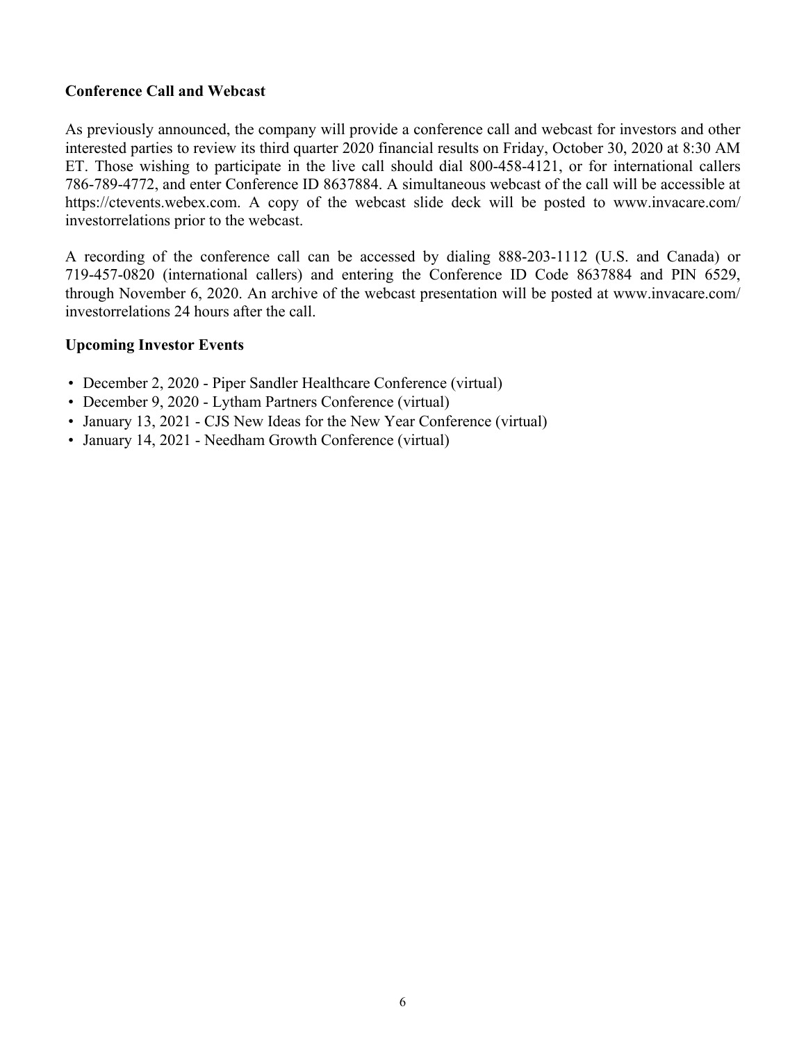**Conference Call and Webcast**

As previously announced, the company will provide a conference call and webcast for investors and other interested parties to review its third quarter 2020 financial results on Friday, October 30, 2020 at 8:30 AM ET. Those wishing to participate in the live call should dial 800-458-4121, or for international callers 786-789-4772, and enter Conference ID 8637884. A simultaneous webcast of the call will be accessible at https://ctevents.webex.com. A copy of the webcast slide deck will be posted to www.invacare.com/investorrelations prior to the webcast.

A recording of the conference call can be accessed by dialing 888-203-1112 (U.S. and Canada) or 719-457-0820 (international callers) and entering the Conference ID Code 8637884 and PIN 6529, through November 6, 2020. An archive of the webcast presentation will be posted at www.invacare.com/investorrelations 24 hours after the call.

**Upcoming Investor Events**

- December 2, 2020 - Piper Sandler Healthcare Conference (virtual)
- December 9, 2020 - Lytham Partners Conference (virtual)
- January 13, 2021 - CJS New Ideas for the New Year Conference (virtual)
- January 14, 2021 - Needham Growth Conference (virtual)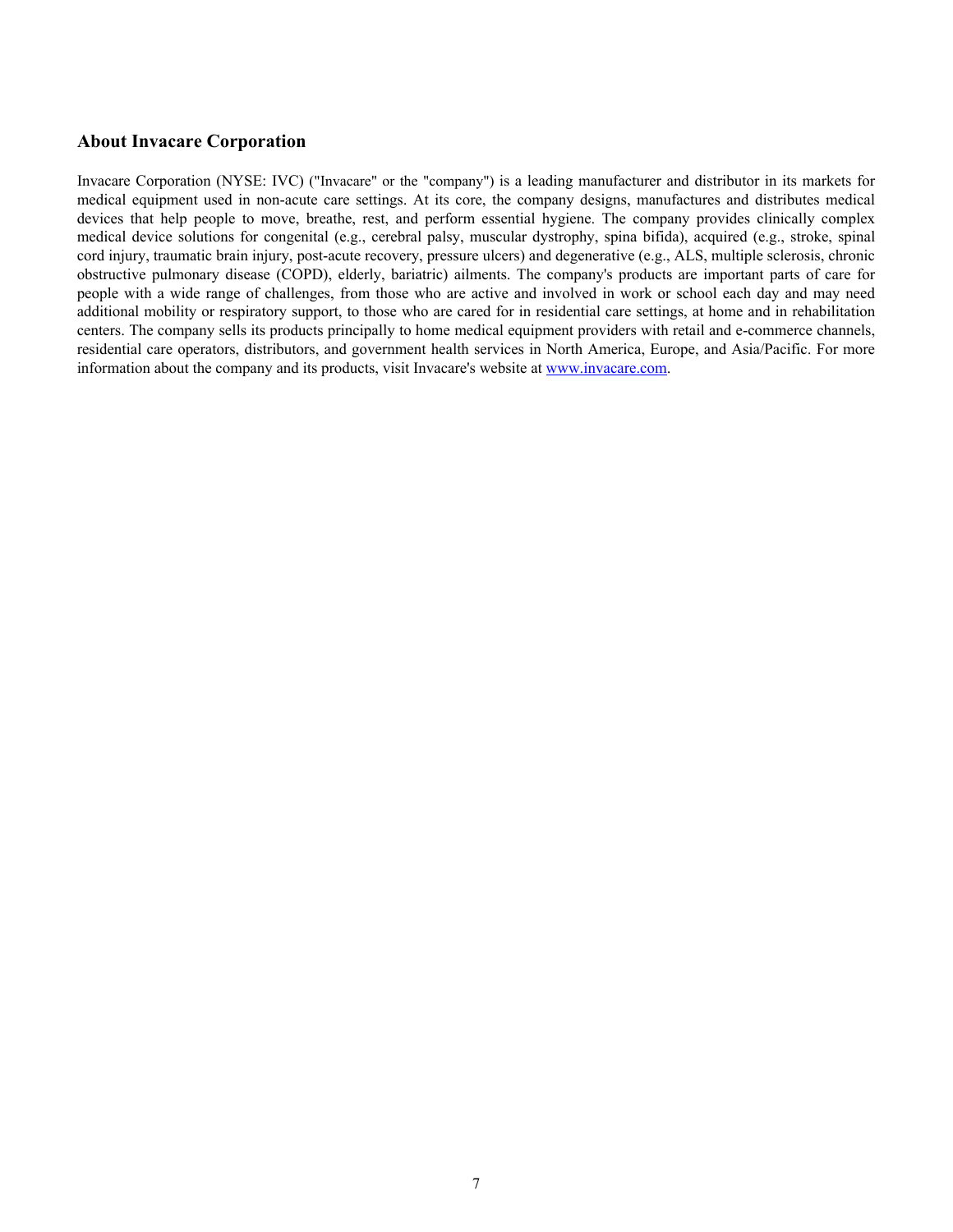## About Invacare Corporation

Invacare Corporation (NYSE: IVC) ("Invacare" or the "company") is a leading manufacturer and distributor in its markets for medical equipment used in non-acute care settings. At its core, the company designs, manufactures and distributes medical devices that help people to move, breathe, rest, and perform essential hygiene. The company provides clinically complex medical device solutions for congenital (e.g., cerebral palsy, muscular dystrophy, spina bifida), acquired (e.g., stroke, spinal cord injury, traumatic brain injury, post-acute recovery, pressure ulcers) and degenerative (e.g., ALS, multiple sclerosis, chronic obstructive pulmonary disease (COPD), elderly, bariatric) ailments. The company's products are important parts of care for people with a wide range of challenges, from those who are active and involved in work or school each day and may need additional mobility or respiratory support, to those who are cared for in residential care settings, at home and in rehabilitation centers. The company sells its products principally to home medical equipment providers with retail and e-commerce channels, residential care operators, distributors, and government health services in North America, Europe, and Asia/Pacific. For more information about the company and its products, visit Invacare's website at www.invacare.com.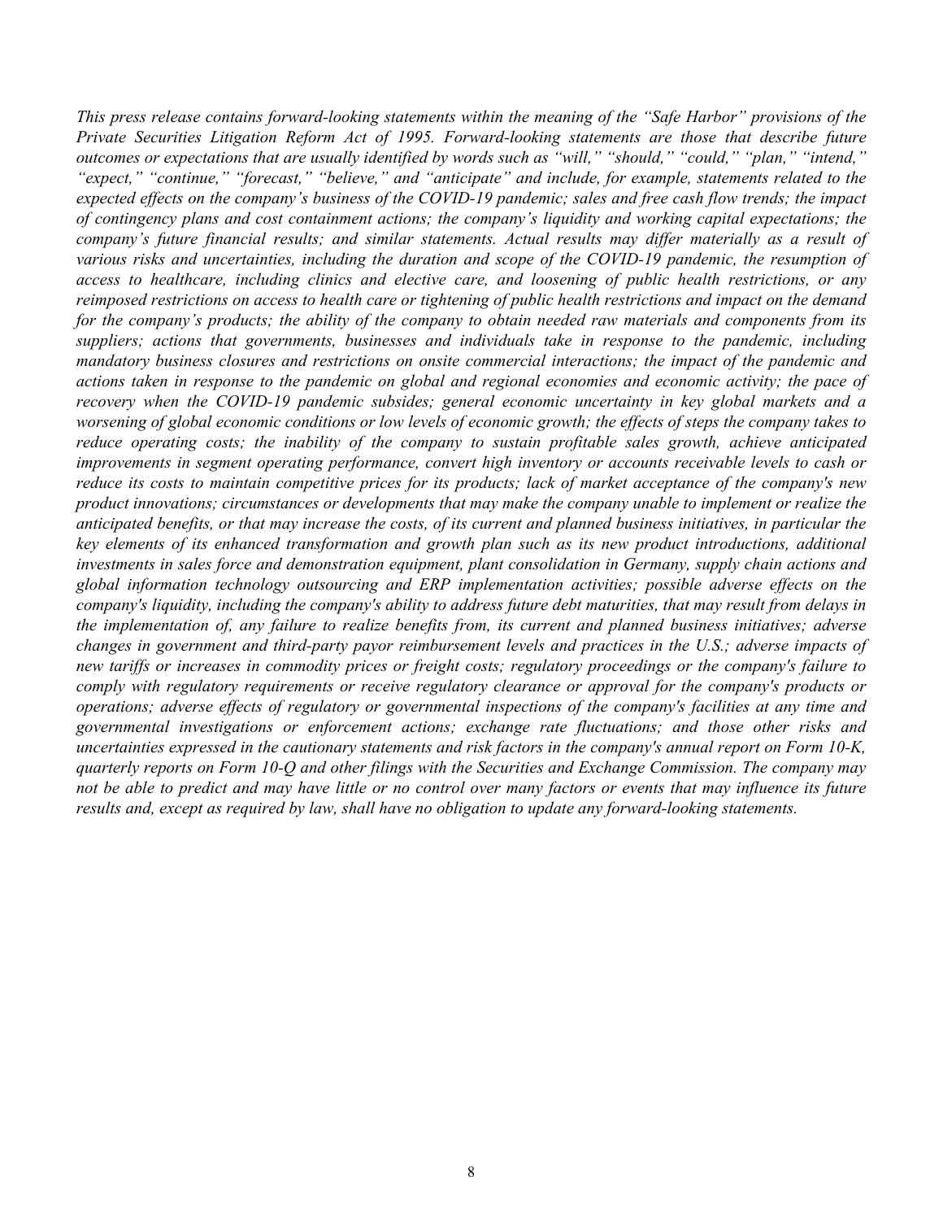*This press release contains forward-looking statements within the meaning of the "Safe Harbor" provisions of the Private Securities Litigation Reform Act of 1995. Forward-looking statements are those that describe future outcomes or expectations that are usually identified by words such as "will," "should," "could," "plan," "intend," "expect," "continue," "forecast," "believe," and "anticipate" and include, for example, statements related to the expected effects on the company's business of the COVID-19 pandemic; sales and free cash flow trends; the impact of contingency plans and cost containment actions; the company's liquidity and working capital expectations; the company's future financial results; and similar statements. Actual results may differ materially as a result of various risks and uncertainties, including the duration and scope of the COVID-19 pandemic, the resumption of access to healthcare, including clinics and elective care, and loosening of public health restrictions, or any reimposed restrictions on access to health care or tightening of public health restrictions and impact on the demand for the company's products; the ability of the company to obtain needed raw materials and components from its suppliers; actions that governments, businesses and individuals take in response to the pandemic, including mandatory business closures and restrictions on onsite commercial interactions; the impact of the pandemic and actions taken in response to the pandemic on global and regional economies and economic activity; the pace of recovery when the COVID-19 pandemic subsides; general economic uncertainty in key global markets and a worsening of global economic conditions or low levels of economic growth; the effects of steps the company takes to reduce operating costs; the inability of the company to sustain profitable sales growth, achieve anticipated improvements in segment operating performance, convert high inventory or accounts receivable levels to cash or reduce its costs to maintain competitive prices for its products; lack of market acceptance of the company's new product innovations; circumstances or developments that may make the company unable to implement or realize the anticipated benefits, or that may increase the costs, of its current and planned business initiatives, in particular the key elements of its enhanced transformation and growth plan such as its new product introductions, additional investments in sales force and demonstration equipment, plant consolidation in Germany, supply chain actions and global information technology outsourcing and ERP implementation activities; possible adverse effects on the company's liquidity, including the company's ability to address future debt maturities, that may result from delays in the implementation of, any failure to realize benefits from, its current and planned business initiatives; adverse changes in government and third-party payor reimbursement levels and practices in the U.S.; adverse impacts of new tariffs or increases in commodity prices or freight costs; regulatory proceedings or the company's failure to comply with regulatory requirements or receive regulatory clearance or approval for the company's products or operations; adverse effects of regulatory or governmental inspections of the company's facilities at any time and governmental investigations or enforcement actions; exchange rate fluctuations; and those other risks and uncertainties expressed in the cautionary statements and risk factors in the company's annual report on Form 10-K, quarterly reports on Form 10-Q and other filings with the Securities and Exchange Commission. The company may not be able to predict and may have little or no control over many factors or events that may influence its future results and, except as required by law, shall have no obligation to update any forward-looking statements.*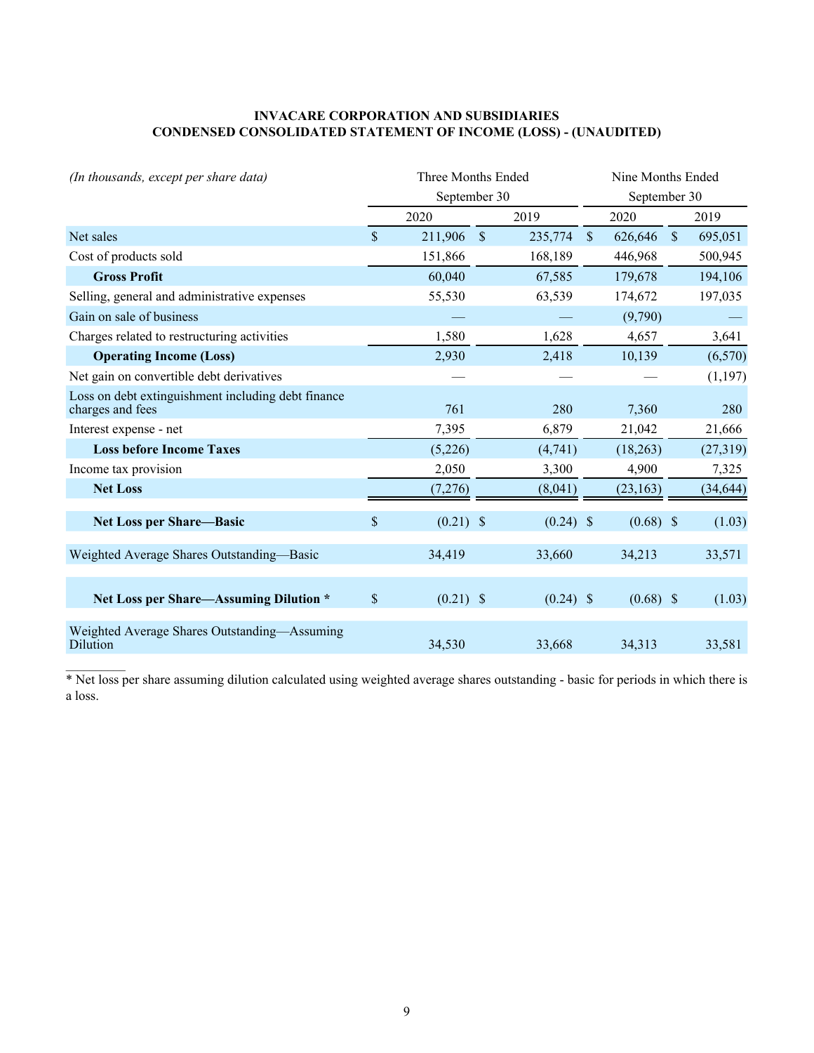**INVACARE CORPORATION AND SUBSIDIARIES**
**CONDENSED CONSOLIDATED STATEMENT OF INCOME (LOSS) - (UNAUDITED)**

| *(In thousands, except per share data)* | Three Months Ended September 30 | | Nine Months Ended September 30 | |
|---|---|---|---|---|
| | 2020 | 2019 | 2020 | 2019 |
| Net sales | $ 211,906 | $ 235,774 | $ 626,646 | $ 695,051 |
| Cost of products sold | 151,866 | 168,189 | 446,968 | 500,945 |
| **Gross Profit** | 60,040 | 67,585 | 179,678 | 194,106 |
| Selling, general and administrative expenses | 55,530 | 63,539 | 174,672 | 197,035 |
| Gain on sale of business | — | — | (9,790) | — |
| Charges related to restructuring activities | 1,580 | 1,628 | 4,657 | 3,641 |
| **Operating Income (Loss)** | 2,930 | 2,418 | 10,139 | (6,570) |
| Net gain on convertible debt derivatives | — | — | — | (1,197) |
| Loss on debt extinguishment including debt finance charges and fees | 761 | 280 | 7,360 | 280 |
| Interest expense - net | 7,395 | 6,879 | 21,042 | 21,666 |
| **Loss before Income Taxes** | (5,226) | (4,741) | (18,263) | (27,319) |
| Income tax provision | 2,050 | 3,300 | 4,900 | 7,325 |
| **Net Loss** | (7,276) | (8,041) | (23,163) | (34,644) |
| **Net Loss per Share—Basic** | $ (0.21) | $ (0.24) | $ (0.68) | $ (1.03) |
| Weighted Average Shares Outstanding—Basic | 34,419 | 33,660 | 34,213 | 33,571 |
| **Net Loss per Share—Assuming Dilution *** | $ (0.21) | $ (0.24) | $ (0.68) | $ (1.03) |
| Weighted Average Shares Outstanding—Assuming Dilution | 34,530 | 33,668 | 34,313 | 33,581 |

* Net loss per share assuming dilution calculated using weighted average shares outstanding - basic for periods in which there is a loss.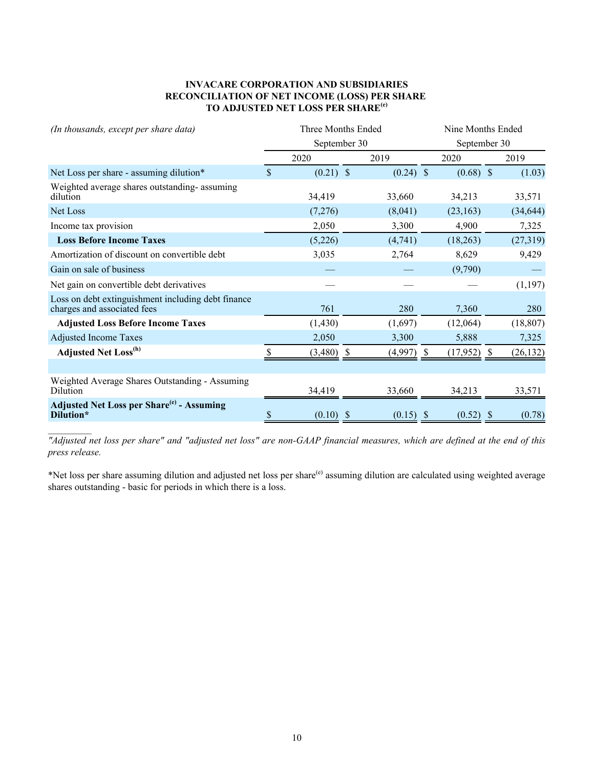### INVACARE CORPORATION AND SUBSIDIARIES
### RECONCILIATION OF NET INCOME (LOSS) PER SHARE TO ADJUSTED NET LOSS PER SHARE[(e)]

| *(In thousands, except per share data)* | Three Months Ended September 30 | | Nine Months Ended September 30 | |
|---|---|---|---|---|
| | 2020 | 2019 | 2020 | 2019 |
| Net Loss per share - assuming dilution* | $ (0.21) | $ (0.24) | $ (0.68) | $ (1.03) |
| Weighted average shares outstanding- assuming dilution | 34,419 | 33,660 | 34,213 | 33,571 |
| Net Loss | (7,276) | (8,041) | (23,163) | (34,644) |
| Income tax provision | 2,050 | 3,300 | 4,900 | 7,325 |
| **Loss Before Income Taxes** | (5,226) | (4,741) | (18,263) | (27,319) |
| Amortization of discount on convertible debt | 3,035 | 2,764 | 8,629 | 9,429 |
| Gain on sale of business | — | — | (9,790) | — |
| Net gain on convertible debt derivatives | — | — | — | (1,197) |
| Loss on debt extinguishment including debt finance charges and associated fees | 761 | 280 | 7,360 | 280 |
| **Adjusted Loss Before Income Taxes** | (1,430) | (1,697) | (12,064) | (18,807) |
| Adjusted Income Taxes | 2,050 | 3,300 | 5,888 | 7,325 |
| **Adjusted Net Loss[(h)]** | $ (3,480) | $ (4,997) | $ (17,952) | $ (26,132) |
| | | | | |
| Weighted Average Shares Outstanding - Assuming Dilution | 34,419 | 33,660 | 34,213 | 33,571 |
| **Adjusted Net Loss per Share[(e)] - Assuming Dilution*** | $ (0.10) | $ (0.15) | $ (0.52) | $ (0.78) |

*"Adjusted net loss per share" and "adjusted net loss" are non-GAAP financial measures, which are defined at the end of this press release.*

*Net loss per share assuming dilution and adjusted net loss per share[(e)] assuming dilution are calculated using weighted average shares outstanding - basic for periods in which there is a loss.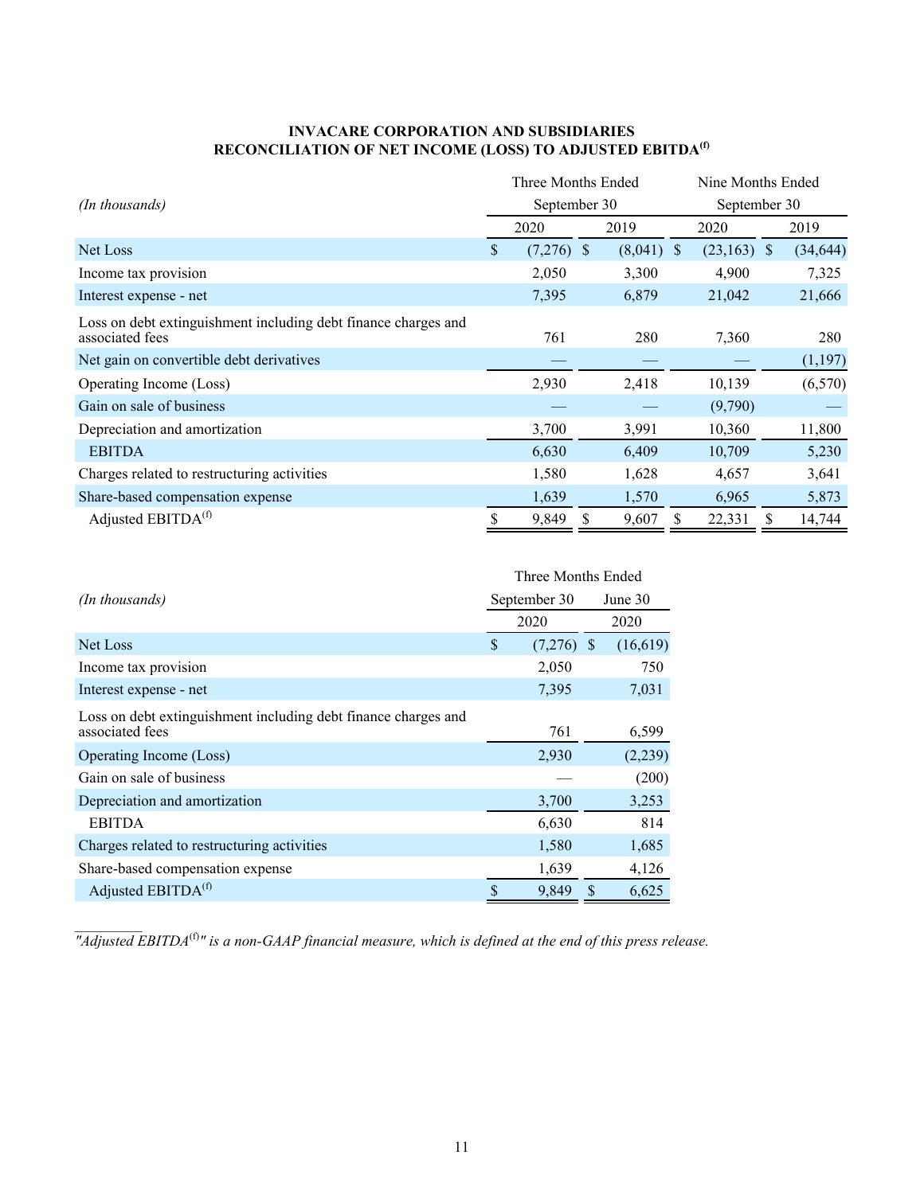**INVACARE CORPORATION AND SUBSIDIARIES**
**RECONCILIATION OF NET INCOME (LOSS) TO ADJUSTED EBITDA[(f)]**

| *(In thousands)* | Three Months Ended September 30 | | Nine Months Ended September 30 | |
|---|---|---|---|---|
| | 2020 | 2019 | 2020 | 2019 |
| Net Loss | $ (7,276) | $ (8,041) | $ (23,163) | $ (34,644) |
| Income tax provision | 2,050 | 3,300 | 4,900 | 7,325 |
| Interest expense - net | 7,395 | 6,879 | 21,042 | 21,666 |
| Loss on debt extinguishment including debt finance charges and associated fees | 761 | 280 | 7,360 | 280 |
| Net gain on convertible debt derivatives | — | — | — | (1,197) |
| Operating Income (Loss) | 2,930 | 2,418 | 10,139 | (6,570) |
| Gain on sale of business | — | — | (9,790) | — |
| Depreciation and amortization | 3,700 | 3,991 | 10,360 | 11,800 |
| EBITDA | 6,630 | 6,409 | 10,709 | 5,230 |
| Charges related to restructuring activities | 1,580 | 1,628 | 4,657 | 3,641 |
| Share-based compensation expense | 1,639 | 1,570 | 6,965 | 5,873 |
| Adjusted EBITDA[(f)] | $ 9,849 | $ 9,607 | $ 22,331 | $ 14,744 |

| *(In thousands)* | Three Months Ended | |
|---|---|---|
| | September 30 | June 30 |
| | 2020 | 2020 |
| Net Loss | $ (7,276) | $ (16,619) |
| Income tax provision | 2,050 | 750 |
| Interest expense - net | 7,395 | 7,031 |
| Loss on debt extinguishment including debt finance charges and associated fees | 761 | 6,599 |
| Operating Income (Loss) | 2,930 | (2,239) |
| Gain on sale of business | — | (200) |
| Depreciation and amortization | 3,700 | 3,253 |
| EBITDA | 6,630 | 814 |
| Charges related to restructuring activities | 1,580 | 1,685 |
| Share-based compensation expense | 1,639 | 4,126 |
| Adjusted EBITDA[(f)] | $ 9,849 | $ 6,625 |

*"Adjusted EBITDA[(f)]" is a non-GAAP financial measure, which is defined at the end of this press release.*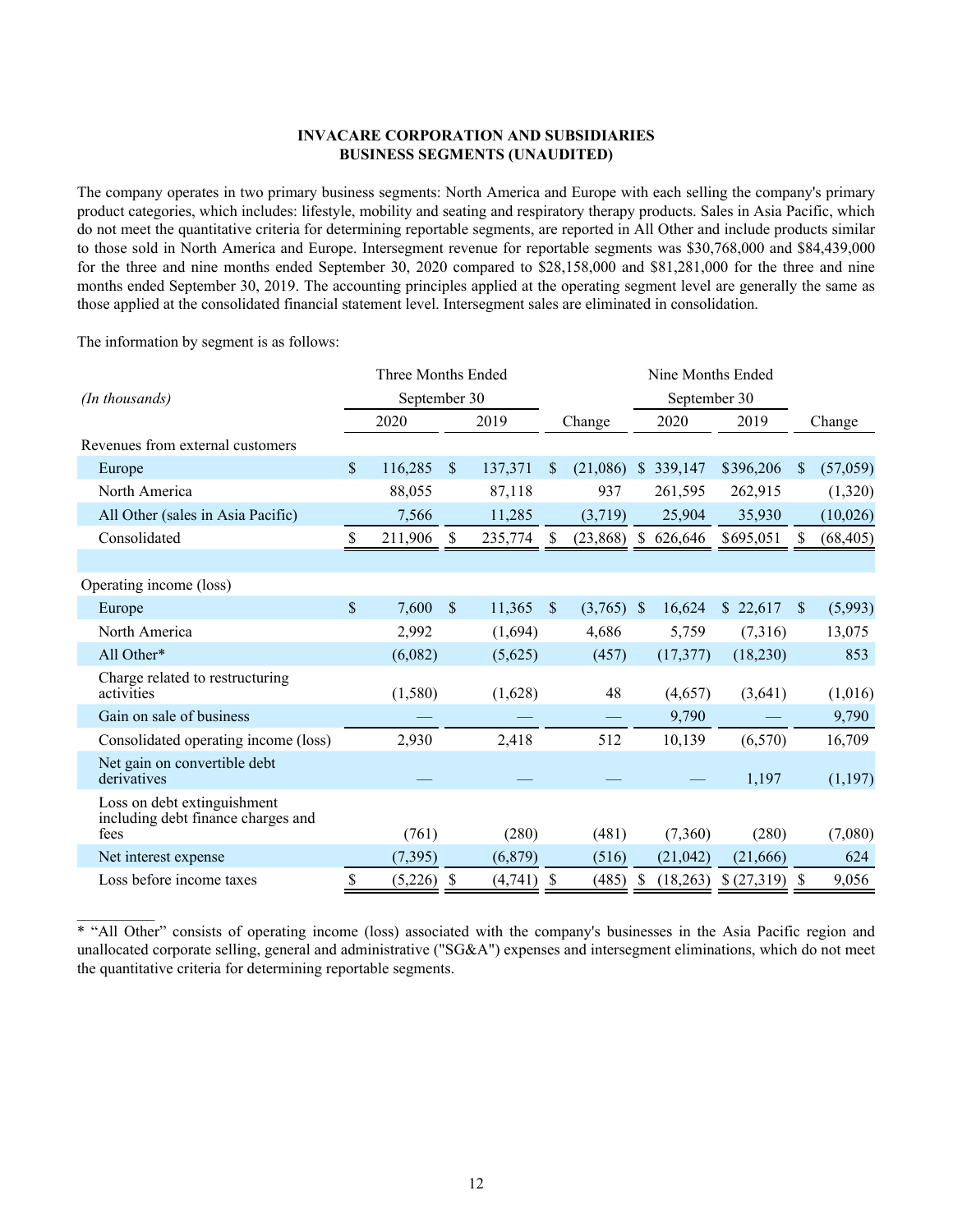**INVACARE CORPORATION AND SUBSIDIARIES**
**BUSINESS SEGMENTS (UNAUDITED)**

The company operates in two primary business segments: North America and Europe with each selling the company's primary product categories, which includes: lifestyle, mobility and seating and respiratory therapy products. Sales in Asia Pacific, which do not meet the quantitative criteria for determining reportable segments, are reported in All Other and include products similar to those sold in North America and Europe. Intersegment revenue for reportable segments was $30,768,000 and $84,439,000 for the three and nine months ended September 30, 2020 compared to $28,158,000 and $81,281,000 for the three and nine months ended September 30, 2019. The accounting principles applied at the operating segment level are generally the same as those applied at the consolidated financial statement level. Intersegment sales are eliminated in consolidation.

The information by segment is as follows:

| *(In thousands)* | Three Months Ended September 30 | | | Nine Months Ended September 30 | | |
|---|---|---|---|---|---|---|
| | 2020 | 2019 | Change | 2020 | 2019 | Change |
| Revenues from external customers | | | | | | |
| Europe | $ 116,285 | $ 137,371 | $ (21,086) | $ 339,147 | $396,206 | $ (57,059) |
| North America | 88,055 | 87,118 | 937 | 261,595 | 262,915 | (1,320) |
| All Other (sales in Asia Pacific) | 7,566 | 11,285 | (3,719) | 25,904 | 35,930 | (10,026) |
| Consolidated | $ 211,906 | $ 235,774 | $ (23,868) | $ 626,646 | $695,051 | $ (68,405) |
| | | | | | | |
| Operating income (loss) | | | | | | |
| Europe | $ 7,600 | $ 11,365 | $ (3,765) | $ 16,624 | $ 22,617 | $ (5,993) |
| North America | 2,992 | (1,694) | 4,686 | 5,759 | (7,316) | 13,075 |
| All Other* | (6,082) | (5,625) | (457) | (17,377) | (18,230) | 853 |
| Charge related to restructuring activities | (1,580) | (1,628) | 48 | (4,657) | (3,641) | (1,016) |
| Gain on sale of business | — | — | — | 9,790 | — | 9,790 |
| Consolidated operating income (loss) | 2,930 | 2,418 | 512 | 10,139 | (6,570) | 16,709 |
| Net gain on convertible debt derivatives | — | — | — | — | 1,197 | (1,197) |
| Loss on debt extinguishment including debt finance charges and fees | (761) | (280) | (481) | (7,360) | (280) | (7,080) |
| Net interest expense | (7,395) | (6,879) | (516) | (21,042) | (21,666) | 624 |
| Loss before income taxes | $ (5,226) | $ (4,741) | $ (485) | $ (18,263) | $ (27,319) | $ 9,056 |

* "All Other" consists of operating income (loss) associated with the company's businesses in the Asia Pacific region and unallocated corporate selling, general and administrative ("SG&A") expenses and intersegment eliminations, which do not meet the quantitative criteria for determining reportable segments.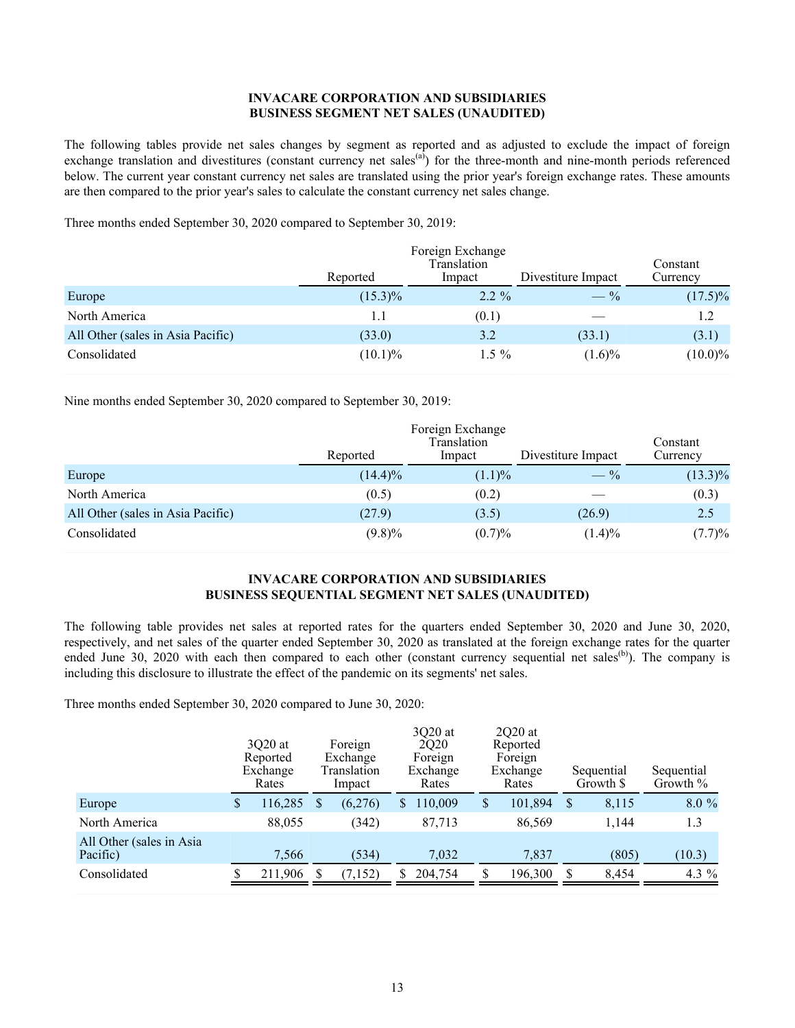## INVACARE CORPORATION AND SUBSIDIARIES
## BUSINESS SEGMENT NET SALES (UNAUDITED)

The following tables provide net sales changes by segment as reported and as adjusted to exclude the impact of foreign exchange translation and divestitures (constant currency net sales[(a)]) for the three-month and nine-month periods referenced below. The current year constant currency net sales are translated using the prior year's foreign exchange rates. These amounts are then compared to the prior year's sales to calculate the constant currency net sales change.

Three months ended September 30, 2020 compared to September 30, 2019:

| | Reported | Foreign Exchange Translation Impact | Divestiture Impact | Constant Currency |
|---|---|---|---|---|
| Europe | (15.3)% | 2.2 % | — % | (17.5)% |
| North America | 1.1 | (0.1) | — | 1.2 |
| All Other (sales in Asia Pacific) | (33.0) | 3.2 | (33.1) | (3.1) |
| Consolidated | (10.1)% | 1.5 % | (1.6)% | (10.0)% |

Nine months ended September 30, 2020 compared to September 30, 2019:

| | Reported | Foreign Exchange Translation Impact | Divestiture Impact | Constant Currency |
|---|---|---|---|---|
| Europe | (14.4)% | (1.1)% | — % | (13.3)% |
| North America | (0.5) | (0.2) | — | (0.3) |
| All Other (sales in Asia Pacific) | (27.9) | (3.5) | (26.9) | 2.5 |
| Consolidated | (9.8)% | (0.7)% | (1.4)% | (7.7)% |

## INVACARE CORPORATION AND SUBSIDIARIES
## BUSINESS SEQUENTIAL SEGMENT NET SALES (UNAUDITED)

The following table provides net sales at reported rates for the quarters ended September 30, 2020 and June 30, 2020, respectively, and net sales of the quarter ended September 30, 2020 as translated at the foreign exchange rates for the quarter ended June 30, 2020 with each then compared to each other (constant currency sequential net sales[(b)]). The company is including this disclosure to illustrate the effect of the pandemic on its segments' net sales.

Three months ended September 30, 2020 compared to June 30, 2020:

| | 3Q20 at Reported Exchange Rates | Foreign Exchange Translation Impact | 3Q20 at 2Q20 Foreign Exchange Rates | 2Q20 at Reported Foreign Exchange Rates | Sequential Growth $ | Sequential Growth % |
|---|---|---|---|---|---|---|
| Europe | $ 116,285 | $ (6,276) | $ 110,009 | $ 101,894 | $ 8,115 | 8.0 % |
| North America | 88,055 | (342) | 87,713 | 86,569 | 1,144 | 1.3 |
| All Other (sales in Asia Pacific) | 7,566 | (534) | 7,032 | 7,837 | (805) | (10.3) |
| Consolidated | $ 211,906 | $ (7,152) | $ 204,754 | $ 196,300 | $ 8,454 | 4.3 % |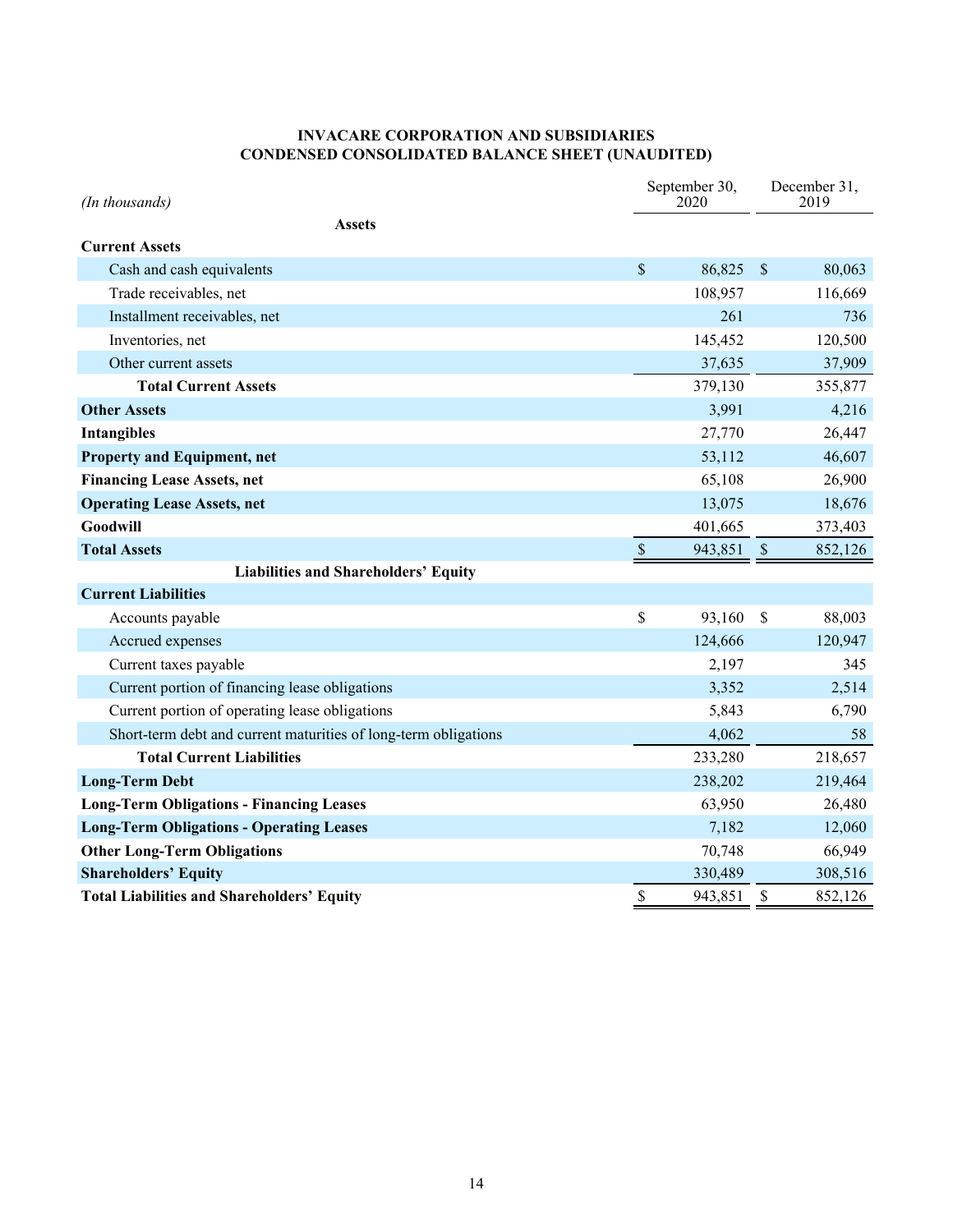**INVACARE CORPORATION AND SUBSIDIARIES**
**CONDENSED CONSOLIDATED BALANCE SHEET (UNAUDITED)**

| *(In thousands)* | September 30, 2020 | December 31, 2019 |
|---|---|---|
| **Assets** | | |
| **Current Assets** | | |
| Cash and cash equivalents | $ 86,825 | $ 80,063 |
| Trade receivables, net | 108,957 | 116,669 |
| Installment receivables, net | 261 | 736 |
| Inventories, net | 145,452 | 120,500 |
| Other current assets | 37,635 | 37,909 |
| **Total Current Assets** | 379,130 | 355,877 |
| **Other Assets** | 3,991 | 4,216 |
| **Intangibles** | 27,770 | 26,447 |
| **Property and Equipment, net** | 53,112 | 46,607 |
| **Financing Lease Assets, net** | 65,108 | 26,900 |
| **Operating Lease Assets, net** | 13,075 | 18,676 |
| **Goodwill** | 401,665 | 373,403 |
| **Total Assets** | $ 943,851 | $ 852,126 |
| **Liabilities and Shareholders' Equity** | | |
| **Current Liabilities** | | |
| Accounts payable | $ 93,160 | $ 88,003 |
| Accrued expenses | 124,666 | 120,947 |
| Current taxes payable | 2,197 | 345 |
| Current portion of financing lease obligations | 3,352 | 2,514 |
| Current portion of operating lease obligations | 5,843 | 6,790 |
| Short-term debt and current maturities of long-term obligations | 4,062 | 58 |
| **Total Current Liabilities** | 233,280 | 218,657 |
| **Long-Term Debt** | 238,202 | 219,464 |
| **Long-Term Obligations - Financing Leases** | 63,950 | 26,480 |
| **Long-Term Obligations - Operating Leases** | 7,182 | 12,060 |
| **Other Long-Term Obligations** | 70,748 | 66,949 |
| **Shareholders' Equity** | 330,489 | 308,516 |
| **Total Liabilities and Shareholders' Equity** | $ 943,851 | $ 852,126 |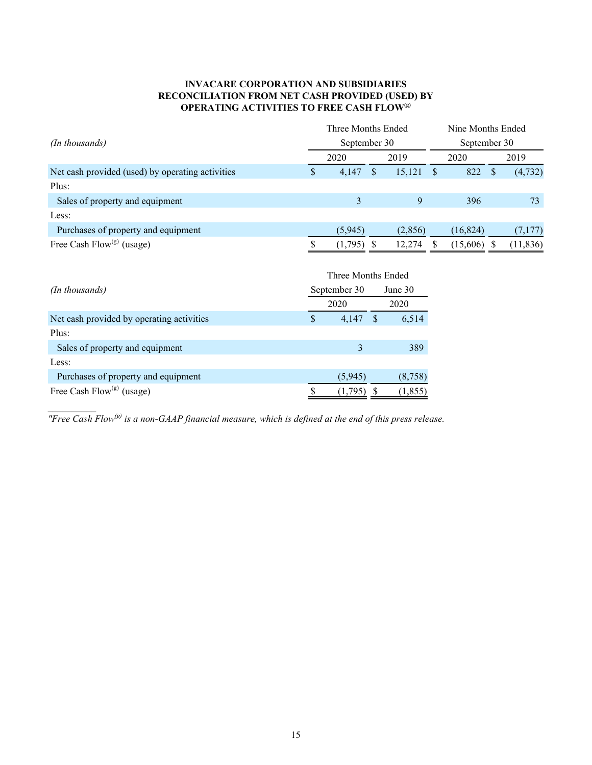**INVACARE CORPORATION AND SUBSIDIARIES**
**RECONCILIATION FROM NET CASH PROVIDED (USED) BY OPERATING ACTIVITIES TO FREE CASH FLOW[(g)]**

| *(In thousands)* | Three Months Ended September 30 | | Nine Months Ended September 30 | |
|---|---|---|---|---|
| | 2020 | 2019 | 2020 | 2019 |
| Net cash provided (used) by operating activities | $ 4,147 | $ 15,121 | $ 822 | $ (4,732) |
| Plus: | | | | |
| Sales of property and equipment | 3 | 9 | 396 | 73 |
| Less: | | | | |
| Purchases of property and equipment | (5,945) | (2,856) | (16,824) | (7,177) |
| Free Cash Flow[(g)] (usage) | $ (1,795) | $ 12,274 | $ (15,606) | $ (11,836) |

| *(In thousands)* | Three Months Ended | |
|---|---|---|
| | September 30 | June 30 |
| | 2020 | 2020 |
| Net cash provided by operating activities | $ 4,147 | $ 6,514 |
| Plus: | | |
| Sales of property and equipment | 3 | 389 |
| Less: | | |
| Purchases of property and equipment | (5,945) | (8,758) |
| Free Cash Flow[(g)] (usage) | $ (1,795) | $ (1,855) |

---

*"Free Cash Flow[(g)] is a non-GAAP financial measure, which is defined at the end of this press release.*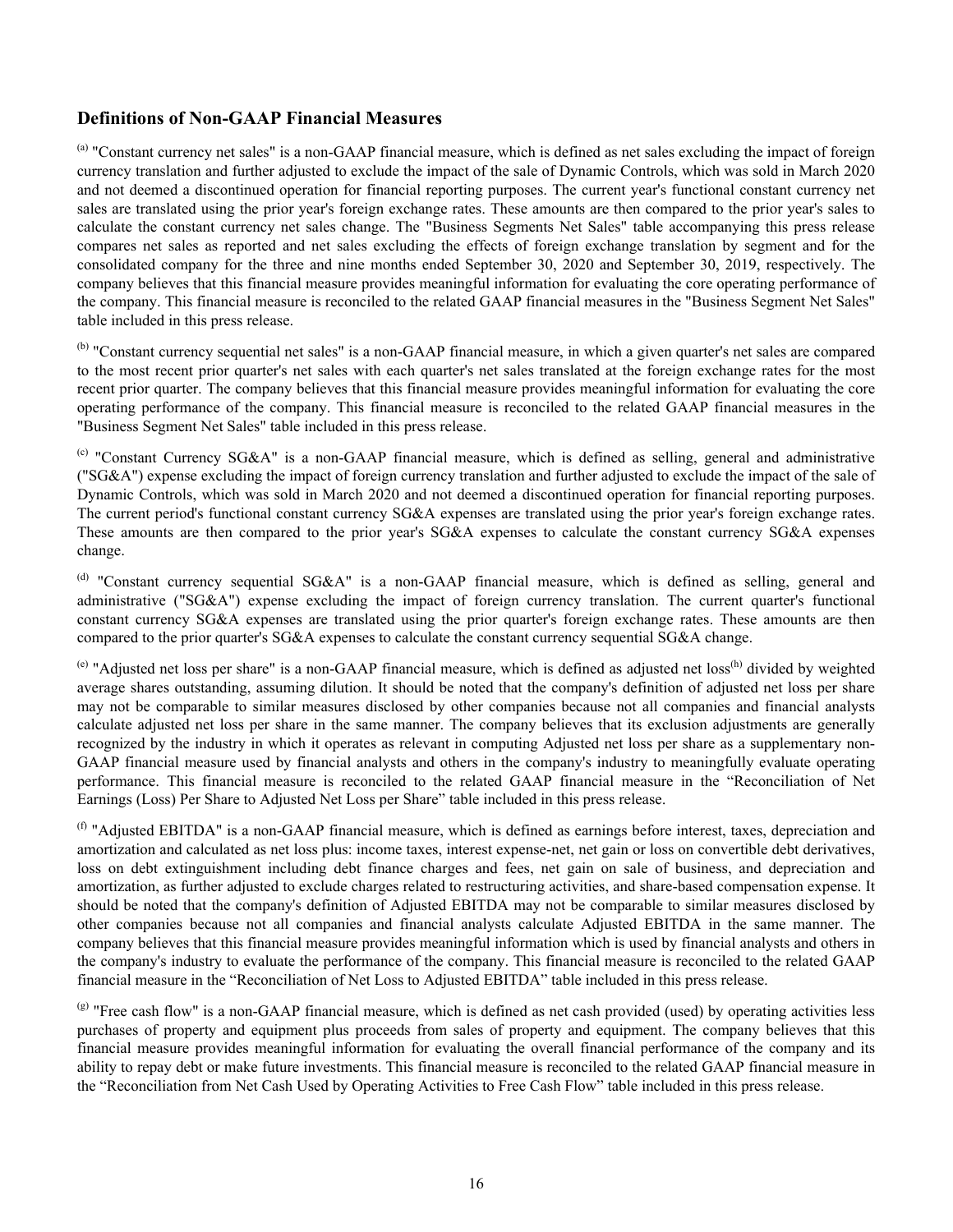## Definitions of Non-GAAP Financial Measures

[a] "Constant currency net sales" is a non-GAAP financial measure, which is defined as net sales excluding the impact of foreign currency translation and further adjusted to exclude the impact of the sale of Dynamic Controls, which was sold in March 2020 and not deemed a discontinued operation for financial reporting purposes. The current year's functional constant currency net sales are translated using the prior year's foreign exchange rates. These amounts are then compared to the prior year's sales to calculate the constant currency net sales change. The "Business Segments Net Sales" table accompanying this press release compares net sales as reported and net sales excluding the effects of foreign exchange translation by segment and for the consolidated company for the three and nine months ended September 30, 2020 and September 30, 2019, respectively. The company believes that this financial measure provides meaningful information for evaluating the core operating performance of the company. This financial measure is reconciled to the related GAAP financial measures in the "Business Segment Net Sales" table included in this press release.

[b] "Constant currency sequential net sales" is a non-GAAP financial measure, in which a given quarter's net sales are compared to the most recent prior quarter's net sales with each quarter's net sales translated at the foreign exchange rates for the most recent prior quarter. The company believes that this financial measure provides meaningful information for evaluating the core operating performance of the company. This financial measure is reconciled to the related GAAP financial measures in the "Business Segment Net Sales" table included in this press release.

[c] "Constant Currency SG&A" is a non-GAAP financial measure, which is defined as selling, general and administrative ("SG&A") expense excluding the impact of foreign currency translation and further adjusted to exclude the impact of the sale of Dynamic Controls, which was sold in March 2020 and not deemed a discontinued operation for financial reporting purposes. The current period's functional constant currency SG&A expenses are translated using the prior year's foreign exchange rates. These amounts are then compared to the prior year's SG&A expenses to calculate the constant currency SG&A expenses change.

[d] "Constant currency sequential SG&A" is a non-GAAP financial measure, which is defined as selling, general and administrative ("SG&A") expense excluding the impact of foreign currency translation. The current quarter's functional constant currency SG&A expenses are translated using the prior quarter's foreign exchange rates. These amounts are then compared to the prior quarter's SG&A expenses to calculate the constant currency sequential SG&A change.

[e] "Adjusted net loss per share" is a non-GAAP financial measure, which is defined as adjusted net loss[h] divided by weighted average shares outstanding, assuming dilution. It should be noted that the company's definition of adjusted net loss per share may not be comparable to similar measures disclosed by other companies because not all companies and financial analysts calculate adjusted net loss per share in the same manner. The company believes that its exclusion adjustments are generally recognized by the industry in which it operates as relevant in computing Adjusted net loss per share as a supplementary non-GAAP financial measure used by financial analysts and others in the company's industry to meaningfully evaluate operating performance. This financial measure is reconciled to the related GAAP financial measure in the "Reconciliation of Net Earnings (Loss) Per Share to Adjusted Net Loss per Share" table included in this press release.

[f] "Adjusted EBITDA" is a non-GAAP financial measure, which is defined as earnings before interest, taxes, depreciation and amortization and calculated as net loss plus: income taxes, interest expense-net, net gain or loss on convertible debt derivatives, loss on debt extinguishment including debt finance charges and fees, net gain on sale of business, and depreciation and amortization, as further adjusted to exclude charges related to restructuring activities, and share-based compensation expense. It should be noted that the company's definition of Adjusted EBITDA may not be comparable to similar measures disclosed by other companies because not all companies and financial analysts calculate Adjusted EBITDA in the same manner. The company believes that this financial measure provides meaningful information which is used by financial analysts and others in the company's industry to evaluate the performance of the company. This financial measure is reconciled to the related GAAP financial measure in the "Reconciliation of Net Loss to Adjusted EBITDA" table included in this press release.

[g] "Free cash flow" is a non-GAAP financial measure, which is defined as net cash provided (used) by operating activities less purchases of property and equipment plus proceeds from sales of property and equipment. The company believes that this financial measure provides meaningful information for evaluating the overall financial performance of the company and its ability to repay debt or make future investments. This financial measure is reconciled to the related GAAP financial measure in the "Reconciliation from Net Cash Used by Operating Activities to Free Cash Flow" table included in this press release.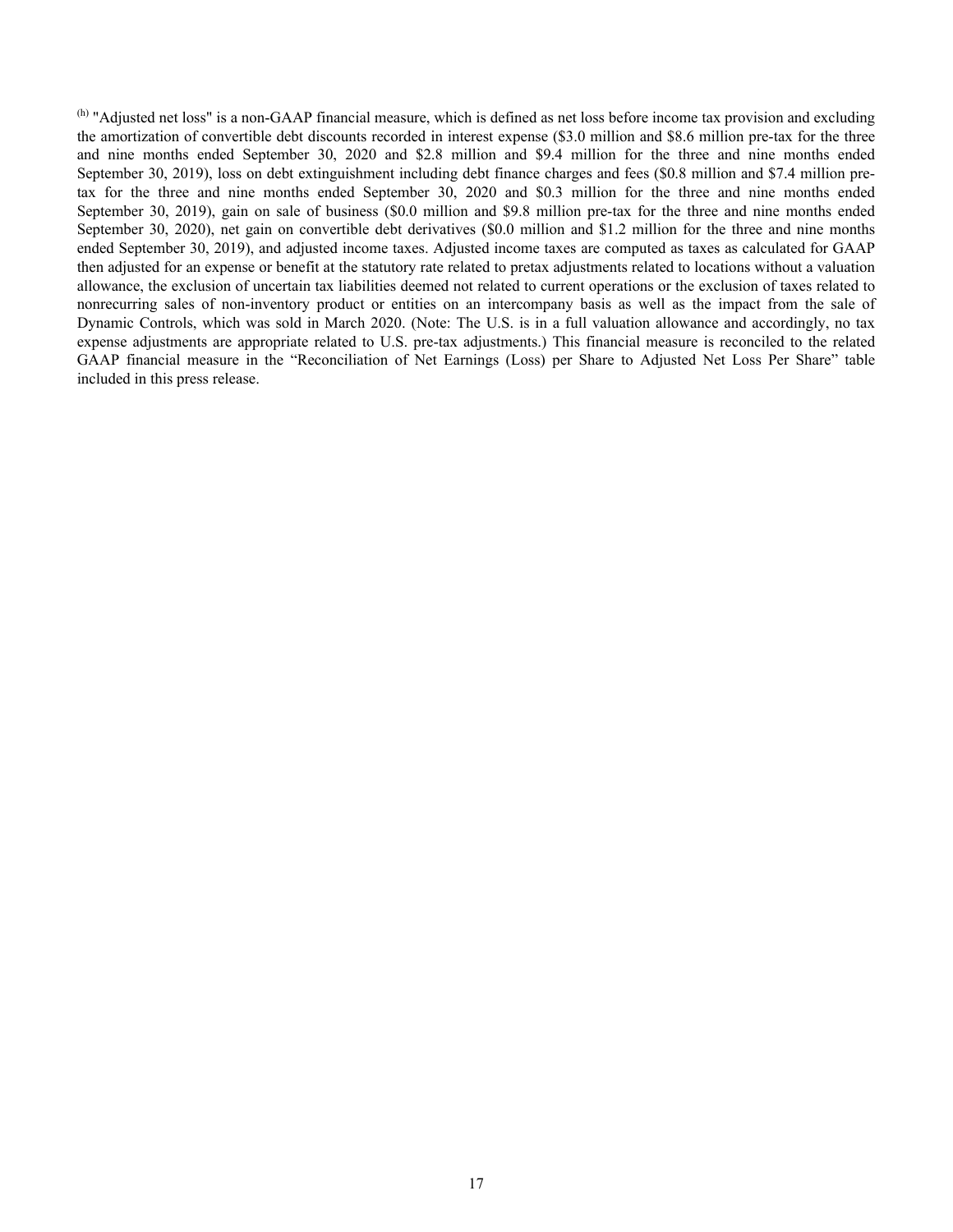[h] "Adjusted net loss" is a non-GAAP financial measure, which is defined as net loss before income tax provision and excluding the amortization of convertible debt discounts recorded in interest expense ($3.0 million and $8.6 million pre-tax for the three and nine months ended September 30, 2020 and $2.8 million and $9.4 million for the three and nine months ended September 30, 2019), loss on debt extinguishment including debt finance charges and fees ($0.8 million and $7.4 million pre-tax for the three and nine months ended September 30, 2020 and $0.3 million for the three and nine months ended September 30, 2019), gain on sale of business ($0.0 million and $9.8 million pre-tax for the three and nine months ended September 30, 2020), net gain on convertible debt derivatives ($0.0 million and $1.2 million for the three and nine months ended September 30, 2019), and adjusted income taxes. Adjusted income taxes are computed as taxes as calculated for GAAP then adjusted for an expense or benefit at the statutory rate related to pretax adjustments related to locations without a valuation allowance, the exclusion of uncertain tax liabilities deemed not related to current operations or the exclusion of taxes related to nonrecurring sales of non-inventory product or entities on an intercompany basis as well as the impact from the sale of Dynamic Controls, which was sold in March 2020. (Note: The U.S. is in a full valuation allowance and accordingly, no tax expense adjustments are appropriate related to U.S. pre-tax adjustments.) This financial measure is reconciled to the related GAAP financial measure in the "Reconciliation of Net Earnings (Loss) per Share to Adjusted Net Loss Per Share" table included in this press release.